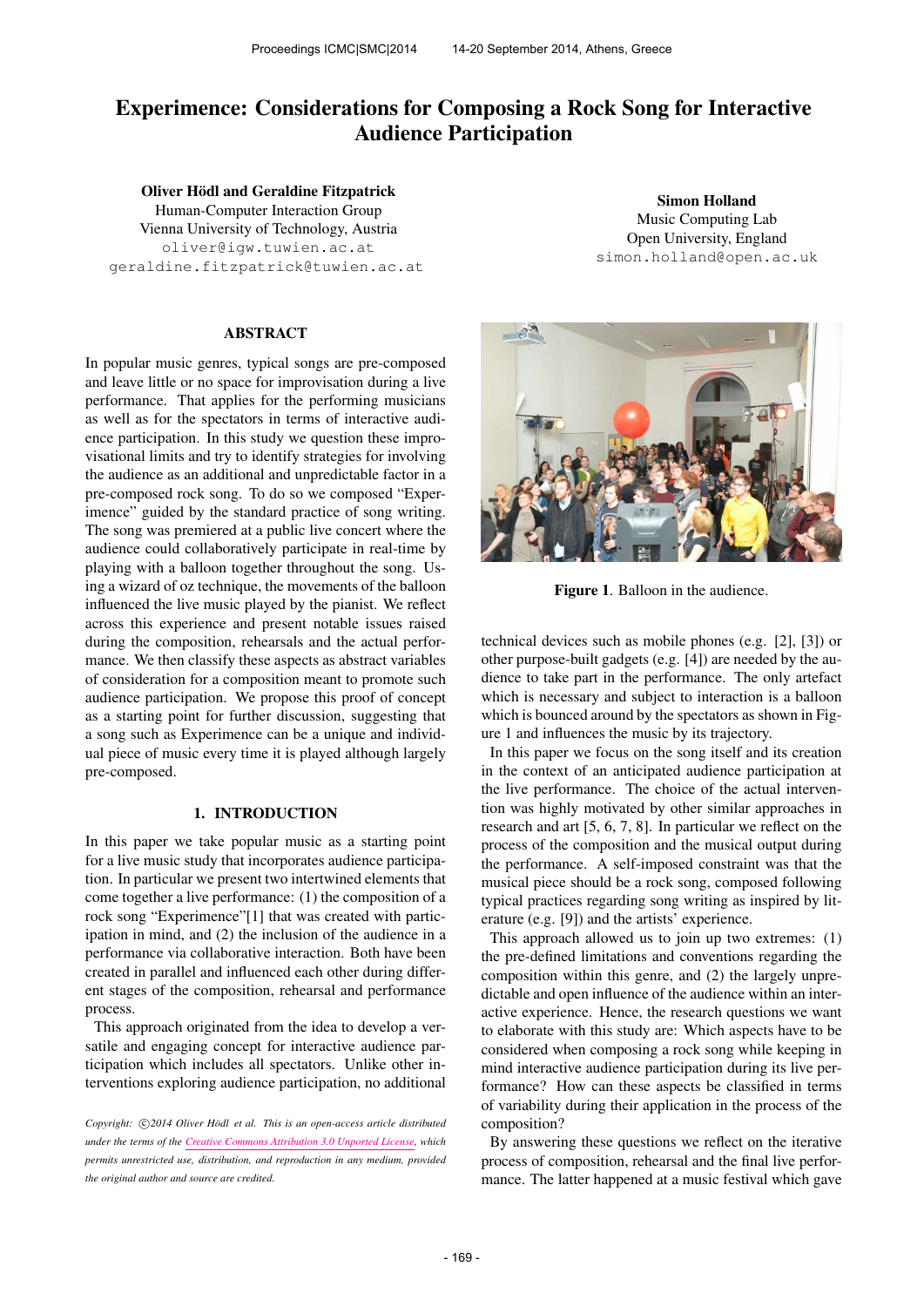# Experimence: Considerations for Composing a Rock Song for Interactive Audience Participation

**Oliver Hödl and Geraldine Fitzpatrick**
Human-Computer Interaction Group
Vienna University of Technology, Austria
oliver@igw.tuwien.ac.at
geraldine.fitzpatrick@tuwien.ac.at

**Simon Holland**
Music Computing Lab
Open University, England
simon.holland@open.ac.uk

## ABSTRACT

In popular music genres, typical songs are pre-composed and leave little or no space for improvisation during a live performance. That applies for the performing musicians as well as for the spectators in terms of interactive audience participation. In this study we question these improvisational limits and try to identify strategies for involving the audience as an additional and unpredictable factor in a pre-composed rock song. To do so we composed "Experimence" guided by the standard practice of song writing. The song was premiered at a public live concert where the audience could collaboratively participate in real-time by playing with a balloon together throughout the song. Using a wizard of oz technique, the movements of the balloon influenced the live music played by the pianist. We reflect across this experience and present notable issues raised during the composition, rehearsals and the actual performance. We then classify these aspects as abstract variables of consideration for a composition meant to promote such audience participation. We propose this proof of concept as a starting point for further discussion, suggesting that a song such as Experimence can be a unique and individual piece of music every time it is played although largely pre-composed.

## 1. INTRODUCTION

In this paper we take popular music as a starting point for a live music study that incorporates audience participation. In particular we present two intertwined elements that come together a live performance: (1) the composition of a rock song "Experimence"[1] that was created with participation in mind, and (2) the inclusion of the audience in a performance via collaborative interaction. Both have been created in parallel and influenced each other during different stages of the composition, rehearsal and performance process.

This approach originated from the idea to develop a versatile and engaging concept for interactive audience participation which includes all spectators. Unlike other interventions exploring audience participation, no additional technical devices such as mobile phones (e.g. [2], [3]) or other purpose-built gadgets (e.g. [4]) are needed by the audience to take part in the performance. The only artefact which is necessary and subject to interaction is a balloon which is bounced around by the spectators as shown in Figure 1 and influences the music by its trajectory.

Figure 1. Balloon in the audience.

In this paper we focus on the song itself and its creation in the context of an anticipated audience participation at the live performance. The choice of the actual intervention was highly motivated by other similar approaches in research and art [5, 6, 7, 8]. In particular we reflect on the process of the composition and the musical output during the performance. A self-imposed constraint was that the musical piece should be a rock song, composed following typical practices regarding song writing as inspired by literature (e.g. [9]) and the artists' experience.

This approach allowed us to join up two extremes: (1) the pre-defined limitations and conventions regarding the composition within this genre, and (2) the largely unpredictable and open influence of the audience within an interactive experience. Hence, the research questions we want to elaborate with this study are: Which aspects have to be considered when composing a rock song while keeping in mind interactive audience participation during its live performance? How can these aspects be classified in terms of variability during their application in the process of the composition?

By answering these questions we reflect on the iterative process of composition, rehearsal and the final live performance. The latter happened at a music festival which gave

*Copyright: ©2014 Oliver Hödl et al. This is an open-access article distributed under the terms of the Creative Commons Attribution 3.0 Unported License, which permits unrestricted use, distribution, and reproduction in any medium, provided the original author and source are credited.*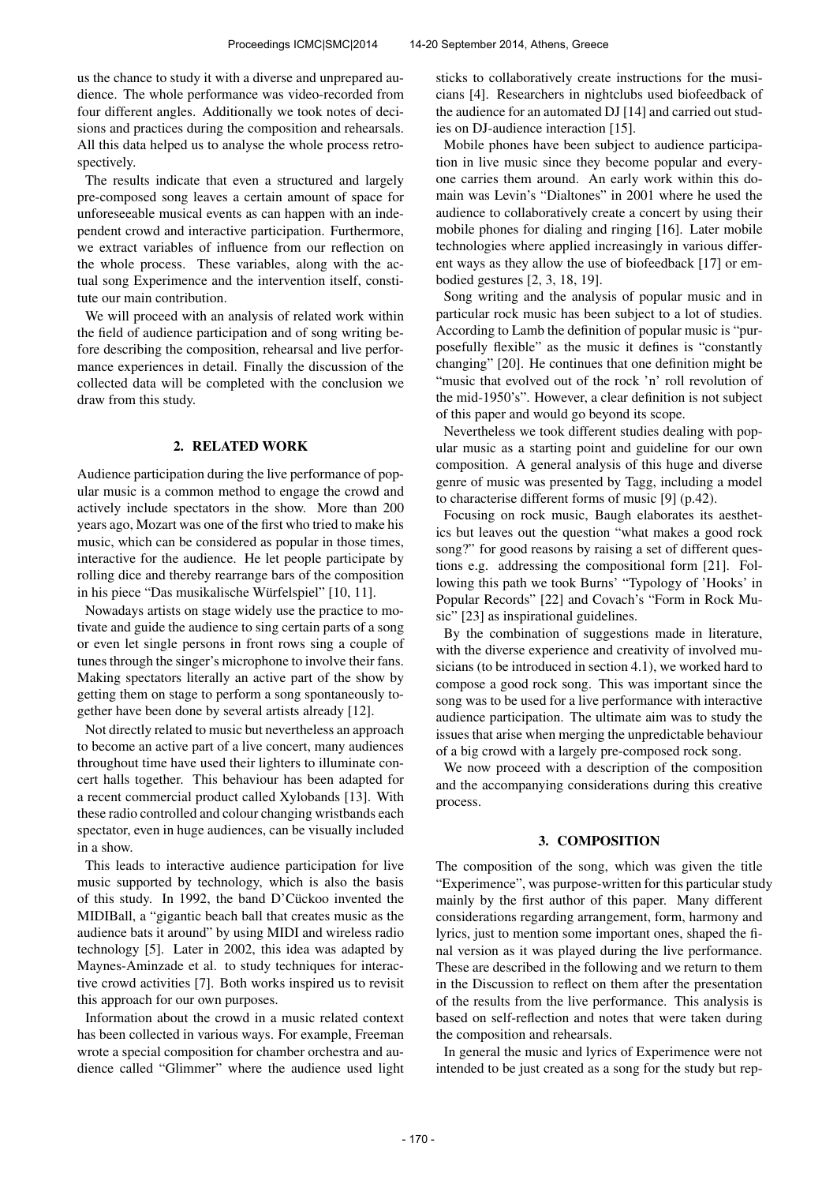us the chance to study it with a diverse and unprepared audience. The whole performance was video-recorded from four different angles. Additionally we took notes of decisions and practices during the composition and rehearsals. All this data helped us to analyse the whole process retrospectively.

The results indicate that even a structured and largely pre-composed song leaves a certain amount of space for unforeseeable musical events as can happen with an independent crowd and interactive participation. Furthermore, we extract variables of influence from our reflection on the whole process. These variables, along with the actual song Experimence and the intervention itself, constitute our main contribution.

We will proceed with an analysis of related work within the field of audience participation and of song writing before describing the composition, rehearsal and live performance experiences in detail. Finally the discussion of the collected data will be completed with the conclusion we draw from this study.

## 2. RELATED WORK

Audience participation during the live performance of popular music is a common method to engage the crowd and actively include spectators in the show. More than 200 years ago, Mozart was one of the first who tried to make his music, which can be considered as popular in those times, interactive for the audience. He let people participate by rolling dice and thereby rearrange bars of the composition in his piece "Das musikalische Würfelspiel" [10, 11].

Nowadays artists on stage widely use the practice to motivate and guide the audience to sing certain parts of a song or even let single persons in front rows sing a couple of tunes through the singer's microphone to involve their fans. Making spectators literally an active part of the show by getting them on stage to perform a song spontaneously together have been done by several artists already [12].

Not directly related to music but nevertheless an approach to become an active part of a live concert, many audiences throughout time have used their lighters to illuminate concert halls together. This behaviour has been adapted for a recent commercial product called Xylobands [13]. With these radio controlled and colour changing wristbands each spectator, even in huge audiences, can be visually included in a show.

This leads to interactive audience participation for live music supported by technology, which is also the basis of this study. In 1992, the band D'Cückoo invented the MIDIBall, a "gigantic beach ball that creates music as the audience bats it around" by using MIDI and wireless radio technology [5]. Later in 2002, this idea was adapted by Maynes-Aminzade et al. to study techniques for interactive crowd activities [7]. Both works inspired us to revisit this approach for our own purposes.

Information about the crowd in a music related context has been collected in various ways. For example, Freeman wrote a special composition for chamber orchestra and audience called "Glimmer" where the audience used light sticks to collaboratively create instructions for the musicians [4]. Researchers in nightclubs used biofeedback of the audience for an automated DJ [14] and carried out studies on DJ-audience interaction [15].

Mobile phones have been subject to audience participation in live music since they become popular and everyone carries them around. An early work within this domain was Levin's "Dialtones" in 2001 where he used the audience to collaboratively create a concert by using their mobile phones for dialing and ringing [16]. Later mobile technologies where applied increasingly in various different ways as they allow the use of biofeedback [17] or embodied gestures [2, 3, 18, 19].

Song writing and the analysis of popular music and in particular rock music has been subject to a lot of studies. According to Lamb the definition of popular music is "purposefully flexible" as the music it defines is "constantly changing" [20]. He continues that one definition might be "music that evolved out of the rock 'n' roll revolution of the mid-1950's". However, a clear definition is not subject of this paper and would go beyond its scope.

Nevertheless we took different studies dealing with popular music as a starting point and guideline for our own composition. A general analysis of this huge and diverse genre of music was presented by Tagg, including a model to characterise different forms of music [9] (p.42).

Focusing on rock music, Baugh elaborates its aesthetics but leaves out the question "what makes a good rock song?" for good reasons by raising a set of different questions e.g. addressing the compositional form [21]. Following this path we took Burns' "Typology of 'Hooks' in Popular Records" [22] and Covach's "Form in Rock Music" [23] as inspirational guidelines.

By the combination of suggestions made in literature, with the diverse experience and creativity of involved musicians (to be introduced in section 4.1), we worked hard to compose a good rock song. This was important since the song was to be used for a live performance with interactive audience participation. The ultimate aim was to study the issues that arise when merging the unpredictable behaviour of a big crowd with a largely pre-composed rock song.

We now proceed with a description of the composition and the accompanying considerations during this creative process.

## 3. COMPOSITION

The composition of the song, which was given the title "Experimence", was purpose-written for this particular study mainly by the first author of this paper. Many different considerations regarding arrangement, form, harmony and lyrics, just to mention some important ones, shaped the final version as it was played during the live performance. These are described in the following and we return to them in the Discussion to reflect on them after the presentation of the results from the live performance. This analysis is based on self-reflection and notes that were taken during the composition and rehearsals.

In general the music and lyrics of Experimence were not intended to be just created as a song for the study but rep-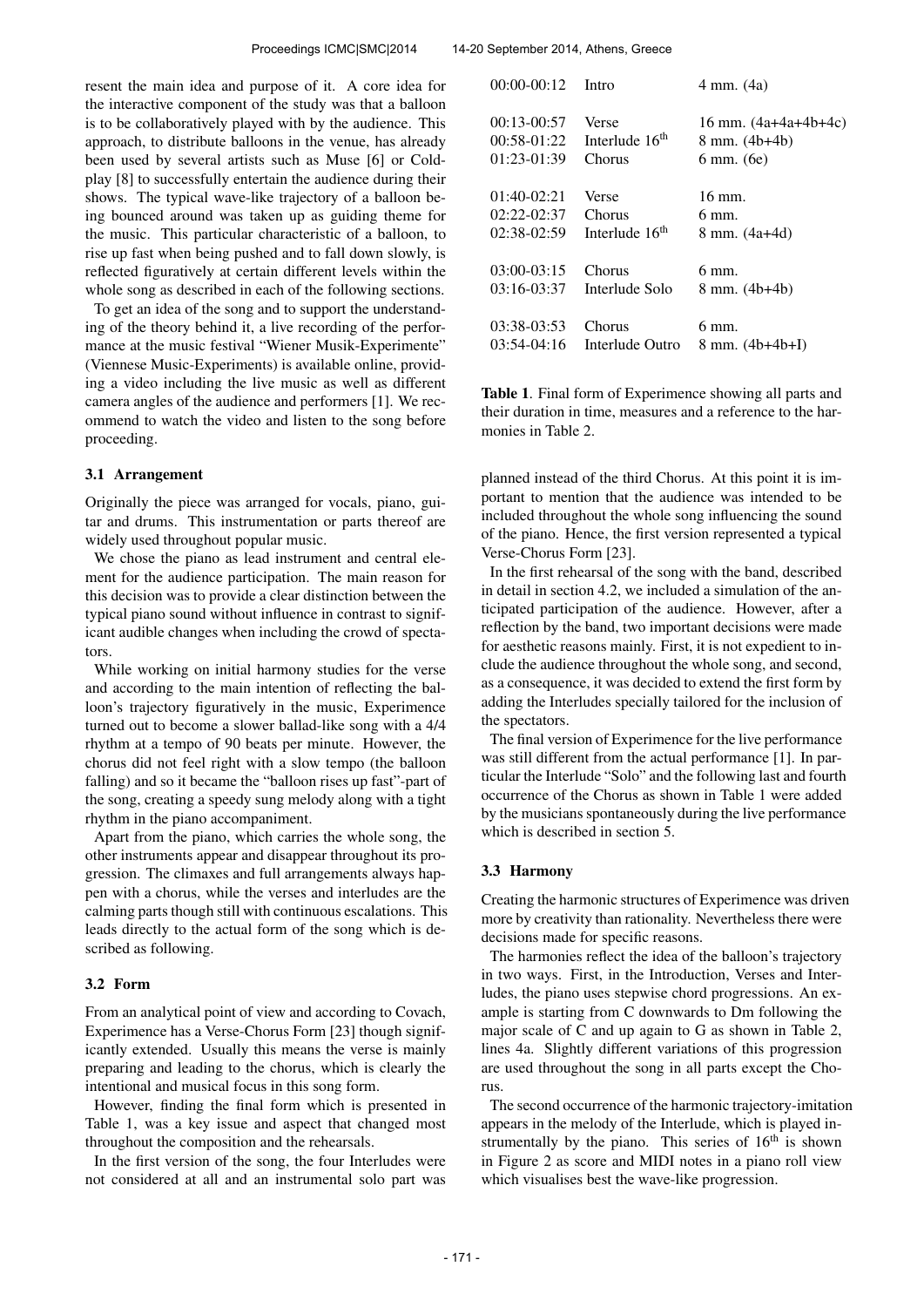resent the main idea and purpose of it. A core idea for the interactive component of the study was that a balloon is to be collaboratively played with by the audience. This approach, to distribute balloons in the venue, has already been used by several artists such as Muse [6] or Coldplay [8] to successfully entertain the audience during their shows. The typical wave-like trajectory of a balloon being bounced around was taken up as guiding theme for the music. This particular characteristic of a balloon, to rise up fast when being pushed and to fall down slowly, is reflected figuratively at certain different levels within the whole song as described in each of the following sections.

To get an idea of the song and to support the understanding of the theory behind it, a live recording of the performance at the music festival "Wiener Musik-Experimente" (Viennese Music-Experiments) is available online, providing a video including the live music as well as different camera angles of the audience and performers [1]. We recommend to watch the video and listen to the song before proceeding.

### 3.1 Arrangement

Originally the piece was arranged for vocals, piano, guitar and drums. This instrumentation or parts thereof are widely used throughout popular music.

We chose the piano as lead instrument and central element for the audience participation. The main reason for this decision was to provide a clear distinction between the typical piano sound without influence in contrast to significant audible changes when including the crowd of spectators.

While working on initial harmony studies for the verse and according to the main intention of reflecting the balloon's trajectory figuratively in the music, Experimence turned out to become a slower ballad-like song with a 4/4 rhythm at a tempo of 90 beats per minute. However, the chorus did not feel right with a slow tempo (the balloon falling) and so it became the "balloon rises up fast"-part of the song, creating a speedy sung melody along with a tight rhythm in the piano accompaniment.

Apart from the piano, which carries the whole song, the other instruments appear and disappear throughout its progression. The climaxes and full arrangements always happen with a chorus, while the verses and interludes are the calming parts though still with continuous escalations. This leads directly to the actual form of the song which is described as following.

### 3.2 Form

From an analytical point of view and according to Covach, Experimence has a Verse-Chorus Form [23] though significantly extended. Usually this means the verse is mainly preparing and leading to the chorus, which is clearly the intentional and musical focus in this song form.

However, finding the final form which is presented in Table 1, was a key issue and aspect that changed most throughout the composition and the rehearsals.

In the first version of the song, the four Interludes were not considered at all and an instrumental solo part was planned instead of the third Chorus. At this point it is important to mention that the audience was intended to be included throughout the whole song influencing the sound of the piano. Hence, the first version represented a typical Verse-Chorus Form [23].

| | | |
|---|---|---|
| 00:00-00:12 | Intro | 4 mm. (4a) |
| 00:13-00:57 | Verse | 16 mm. (4a+4a+4b+4c) |
| 00:58-01:22 | Interlude 16th | 8 mm. (4b+4b) |
| 01:23-01:39 | Chorus | 6 mm. (6e) |
| 01:40-02:21 | Verse | 16 mm. |
| 02:22-02:37 | Chorus | 6 mm. |
| 02:38-02:59 | Interlude 16th | 8 mm. (4a+4d) |
| 03:00-03:15 | Chorus | 6 mm. |
| 03:16-03:37 | Interlude Solo | 8 mm. (4b+4b) |
| 03:38-03:53 | Chorus | 6 mm. |
| 03:54-04:16 | Interlude Outro | 8 mm. (4b+4b+I) |

**Table 1**. Final form of Experimence showing all parts and their duration in time, measures and a reference to the harmonies in Table 2.

In the first rehearsal of the song with the band, described in detail in section 4.2, we included a simulation of the anticipated participation of the audience. However, after a reflection by the band, two important decisions were made for aesthetic reasons mainly. First, it is not expedient to include the audience throughout the whole song, and second, as a consequence, it was decided to extend the first form by adding the Interludes specially tailored for the inclusion of the spectators.

The final version of Experimence for the live performance was still different from the actual performance [1]. In particular the Interlude "Solo" and the following last and fourth occurrence of the Chorus as shown in Table 1 were added by the musicians spontaneously during the live performance which is described in section 5.

### 3.3 Harmony

Creating the harmonic structures of Experimence was driven more by creativity than rationality. Nevertheless there were decisions made for specific reasons.

The harmonies reflect the idea of the balloon's trajectory in two ways. First, in the Introduction, Verses and Interludes, the piano uses stepwise chord progressions. An example is starting from C downwards to Dm following the major scale of C and up again to G as shown in Table 2, lines 4a. Slightly different variations of this progression are used throughout the song in all parts except the Chorus.

The second occurrence of the harmonic trajectory-imitation appears in the melody of the Interlude, which is played instrumentally by the piano. This series of 16th is shown in Figure 2 as score and MIDI notes in a piano roll view which visualises best the wave-like progression.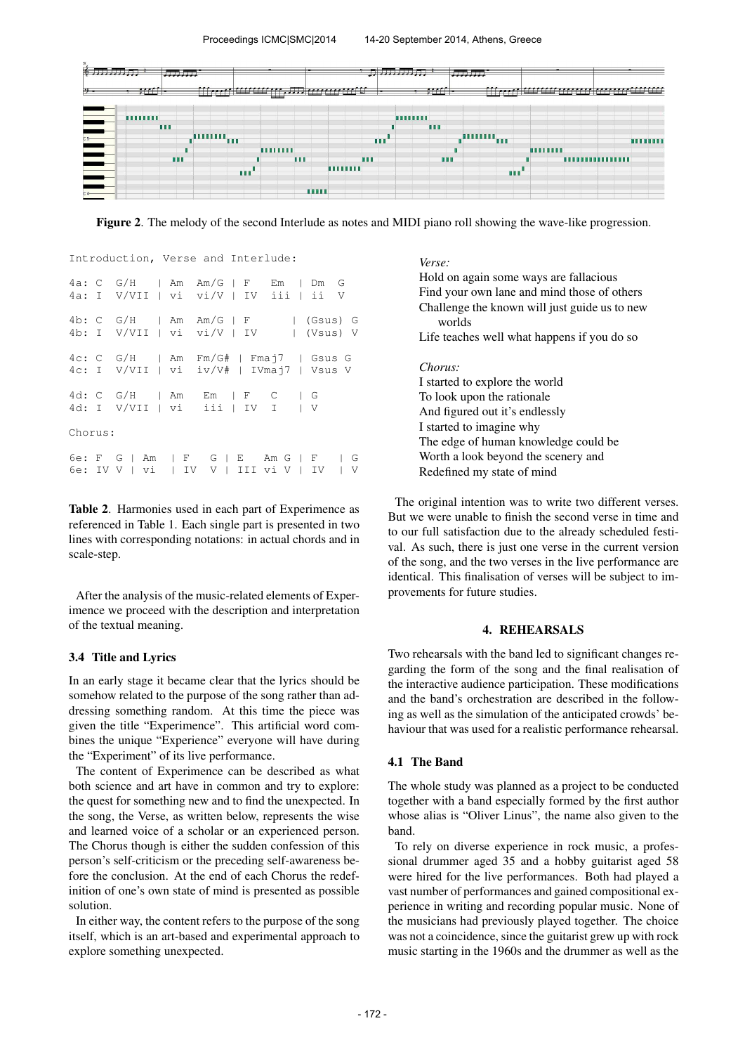**Figure 2**. The melody of the second Interlude as notes and MIDI piano roll showing the wave-like progression.

```
Introduction, Verse and Interlude:

4a: C   G/H    | Am   Am/G | F    Em   | Dm   G
4a: I   V/VII  | vi   vi/V | IV   iii  | ii   V

4b: C   G/H    | Am   Am/G | F         | (Gsus) G
4b: I   V/VII  | vi   vi/V | IV        | (Vsus) V

4c: C   G/H    | Am   Fm/G# | Fmaj7    | Gsus G
4c: I   V/VII  | vi   iv/V# | IVmaj7   | Vsus V

4d: C   G/H    | Am    Em   | F    C    | G
4d: I   V/VII  | vi    iii  | IV   I    | V

Chorus:

6e: F   G | Am   | F    G | E    Am G | F    | G
6e: IV  V | vi   | IV   V | III  vi V | IV   | V
```

**Table 2**. Harmonies used in each part of Experimence as referenced in Table 1. Each single part is presented in two lines with corresponding notations: in actual chords and in scale-step.

After the analysis of the music-related elements of Experimence we proceed with the description and interpretation of the textual meaning.

### 3.4 Title and Lyrics

In an early stage it became clear that the lyrics should be somehow related to the purpose of the song rather than addressing something random. At this time the piece was given the title "Experimence". This artificial word combines the unique "Experience" everyone will have during the "Experiment" of its live performance.

The content of Experimence can be described as what both science and art have in common and try to explore: the quest for something new and to find the unexpected. In the song, the Verse, as written below, represents the wise and learned voice of a scholar or an experienced person. The Chorus though is either the sudden confession of this person's self-criticism or the preceding self-awareness before the conclusion. At the end of each Chorus the redefinition of one's own state of mind is presented as possible solution.

In either way, the content refers to the purpose of the song itself, which is an art-based and experimental approach to explore something unexpected.

*Verse:*
Hold on again some ways are fallacious
Find your own lane and mind those of others
Challenge the known will just guide us to new worlds
Life teaches well what happens if you do so

*Chorus:*
I started to explore the world
To look upon the rationale
And figured out it's endlessly
I started to imagine why
The edge of human knowledge could be
Worth a look beyond the scenery and
Redefined my state of mind

The original intention was to write two different verses. But we were unable to finish the second verse in time and to our full satisfaction due to the already scheduled festival. As such, there is just one verse in the current version of the song, and the two verses in the live performance are identical. This finalisation of verses will be subject to improvements for future studies.

## 4. REHEARSALS

Two rehearsals with the band led to significant changes regarding the form of the song and the final realisation of the interactive audience participation. These modifications and the band's orchestration are described in the following as well as the simulation of the anticipated crowds' behaviour that was used for a realistic performance rehearsal.

### 4.1 The Band

The whole study was planned as a project to be conducted together with a band especially formed by the first author whose alias is "Oliver Linus", the name also given to the band.

To rely on diverse experience in rock music, a professional drummer aged 35 and a hobby guitarist aged 58 were hired for the live performances. Both had played a vast number of performances and gained compositional experience in writing and recording popular music. None of the musicians had previously played together. The choice was not a coincidence, since the guitarist grew up with rock music starting in the 1960s and the drummer as well as the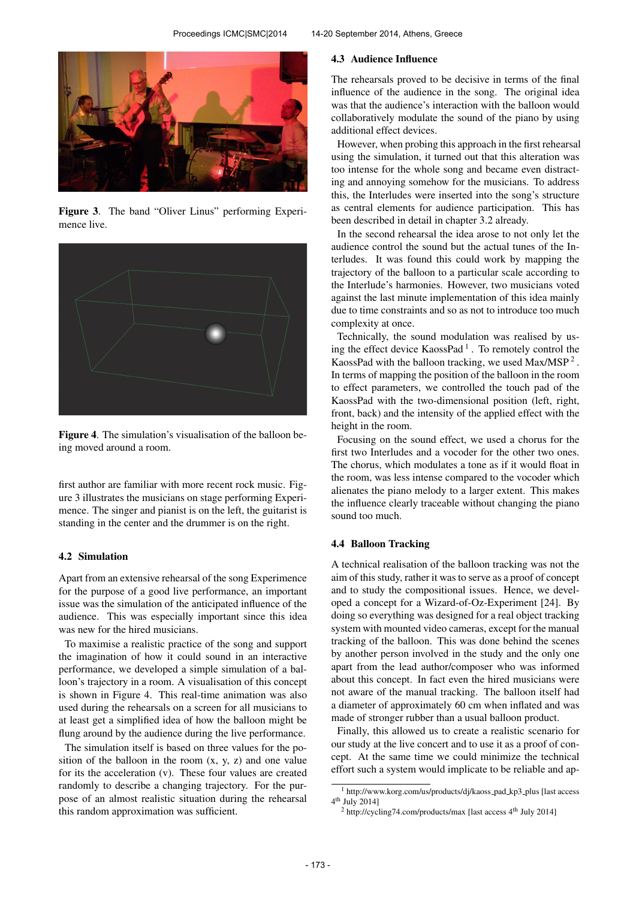Figure 3. The band “Oliver Linus” performing Experimence live.

Figure 4. The simulation’s visualisation of the balloon being moved around a room.

first author are familiar with more recent rock music. Figure 3 illustrates the musicians on stage performing Experimence. The singer and pianist is on the left, the guitarist is standing in the center and the drummer is on the right.

### 4.2 Simulation

Apart from an extensive rehearsal of the song Experimence for the purpose of a good live performance, an important issue was the simulation of the anticipated influence of the audience. This was especially important since this idea was new for the hired musicians.

To maximise a realistic practice of the song and support the imagination of how it could sound in an interactive performance, we developed a simple simulation of a balloon’s trajectory in a room. A visualisation of this concept is shown in Figure 4. This real-time animation was also used during the rehearsals on a screen for all musicians to at least get a simplified idea of how the balloon might be flung around by the audience during the live performance.

The simulation itself is based on three values for the position of the balloon in the room (x, y, z) and one value for its the acceleration (v). These four values are created randomly to describe a changing trajectory. For the purpose of an almost realistic situation during the rehearsal this random approximation was sufficient.

### 4.3 Audience Influence

The rehearsals proved to be decisive in terms of the final influence of the audience in the song. The original idea was that the audience’s interaction with the balloon would collaboratively modulate the sound of the piano by using additional effect devices.

However, when probing this approach in the first rehearsal using the simulation, it turned out that this alteration was too intense for the whole song and became even distracting and annoying somehow for the musicians. To address this, the Interludes were inserted into the song’s structure as central elements for audience participation. This has been described in detail in chapter 3.2 already.

In the second rehearsal the idea arose to not only let the audience control the sound but the actual tunes of the Interludes. It was found this could work by mapping the trajectory of the balloon to a particular scale according to the Interlude’s harmonies. However, two musicians voted against the last minute implementation of this idea mainly due to time constraints and so as not to introduce too much complexity at once.

Technically, the sound modulation was realised by using the effect device KaossPad [1]. To remotely control the KaossPad with the balloon tracking, we used Max/MSP [2]. In terms of mapping the position of the balloon in the room to effect parameters, we controlled the touch pad of the KaossPad with the two-dimensional position (left, right, front, back) and the intensity of the applied effect with the height in the room.

Focusing on the sound effect, we used a chorus for the first two Interludes and a vocoder for the other two ones. The chorus, which modulates a tone as if it would float in the room, was less intense compared to the vocoder which alienates the piano melody to a larger extent. This makes the influence clearly traceable without changing the piano sound too much.

### 4.4 Balloon Tracking

A technical realisation of the balloon tracking was not the aim of this study, rather it was to serve as a proof of concept and to study the compositional issues. Hence, we developed a concept for a Wizard-of-Oz-Experiment [24]. By doing so everything was designed for a real object tracking system with mounted video cameras, except for the manual tracking of the balloon. This was done behind the scenes by another person involved in the study and the only one apart from the lead author/composer who was informed about this concept. In fact even the hired musicians were not aware of the manual tracking. The balloon itself had a diameter of approximately 60 cm when inflated and was made of stronger rubber than a usual balloon product.

Finally, this allowed us to create a realistic scenario for our study at the live concert and to use it as a proof of concept. At the same time we could minimize the technical effort such a system would implicate to be reliable and ap-

[1] http://www.korg.com/us/products/dj/kaoss_pad_kp3_plus [last access 4th July 2014]

[2] http://cycling74.com/products/max [last access 4th July 2014]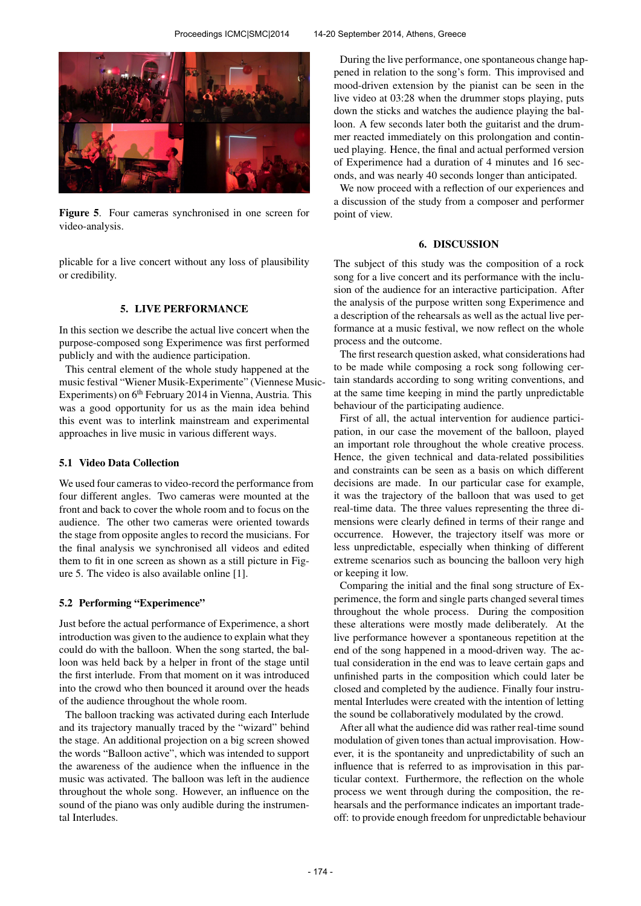Figure 5. Four cameras synchronised in one screen for video-analysis.

plicable for a live concert without any loss of plausibility or credibility.

## 5. LIVE PERFORMANCE

In this section we describe the actual live concert when the purpose-composed song Experimence was first performed publicly and with the audience participation.

This central element of the whole study happened at the music festival "Wiener Musik-Experimente" (Viennese Music-Experiments) on 6th February 2014 in Vienna, Austria. This was a good opportunity for us as the main idea behind this event was to interlink mainstream and experimental approaches in live music in various different ways.

### 5.1 Video Data Collection

We used four cameras to video-record the performance from four different angles. Two cameras were mounted at the front and back to cover the whole room and to focus on the audience. The other two cameras were oriented towards the stage from opposite angles to record the musicians. For the final analysis we synchronised all videos and edited them to fit in one screen as shown as a still picture in Figure 5. The video is also available online [1].

### 5.2 Performing "Experimence"

Just before the actual performance of Experimence, a short introduction was given to the audience to explain what they could do with the balloon. When the song started, the balloon was held back by a helper in front of the stage until the first interlude. From that moment on it was introduced into the crowd who then bounced it around over the heads of the audience throughout the whole room.

The balloon tracking was activated during each Interlude and its trajectory manually traced by the "wizard" behind the stage. An additional projection on a big screen showed the words "Balloon active", which was intended to support the awareness of the audience when the influence in the music was activated. The balloon was left in the audience throughout the whole song. However, an influence on the sound of the piano was only audible during the instrumental Interludes.

During the live performance, one spontaneous change happened in relation to the song's form. This improvised and mood-driven extension by the pianist can be seen in the live video at 03:28 when the drummer stops playing, puts down the sticks and watches the audience playing the balloon. A few seconds later both the guitarist and the drummer reacted immediately on this prolongation and continued playing. Hence, the final and actual performed version of Experimence had a duration of 4 minutes and 16 seconds, and was nearly 40 seconds longer than anticipated.

We now proceed with a reflection of our experiences and a discussion of the study from a composer and performer point of view.

## 6. DISCUSSION

The subject of this study was the composition of a rock song for a live concert and its performance with the inclusion of the audience for an interactive participation. After the analysis of the purpose written song Experimence and a description of the rehearsals as well as the actual live performance at a music festival, we now reflect on the whole process and the outcome.

The first research question asked, what considerations had to be made while composing a rock song following certain standards according to song writing conventions, and at the same time keeping in mind the partly unpredictable behaviour of the participating audience.

First of all, the actual intervention for audience participation, in our case the movement of the balloon, played an important role throughout the whole creative process. Hence, the given technical and data-related possibilities and constraints can be seen as a basis on which different decisions are made. In our particular case for example, it was the trajectory of the balloon that was used to get real-time data. The three values representing the three dimensions were clearly defined in terms of their range and occurrence. However, the trajectory itself was more or less unpredictable, especially when thinking of different extreme scenarios such as bouncing the balloon very high or keeping it low.

Comparing the initial and the final song structure of Experimence, the form and single parts changed several times throughout the whole process. During the composition these alterations were mostly made deliberately. At the live performance however a spontaneous repetition at the end of the song happened in a mood-driven way. The actual consideration in the end was to leave certain gaps and unfinished parts in the composition which could later be closed and completed by the audience. Finally four instrumental Interludes were created with the intention of letting the sound be collaboratively modulated by the crowd.

After all what the audience did was rather real-time sound modulation of given tones than actual improvisation. However, it is the spontaneity and unpredictability of such an influence that is referred to as improvisation in this particular context. Furthermore, the reflection on the whole process we went through during the composition, the rehearsals and the performance indicates an important trade-off: to provide enough freedom for unpredictable behaviour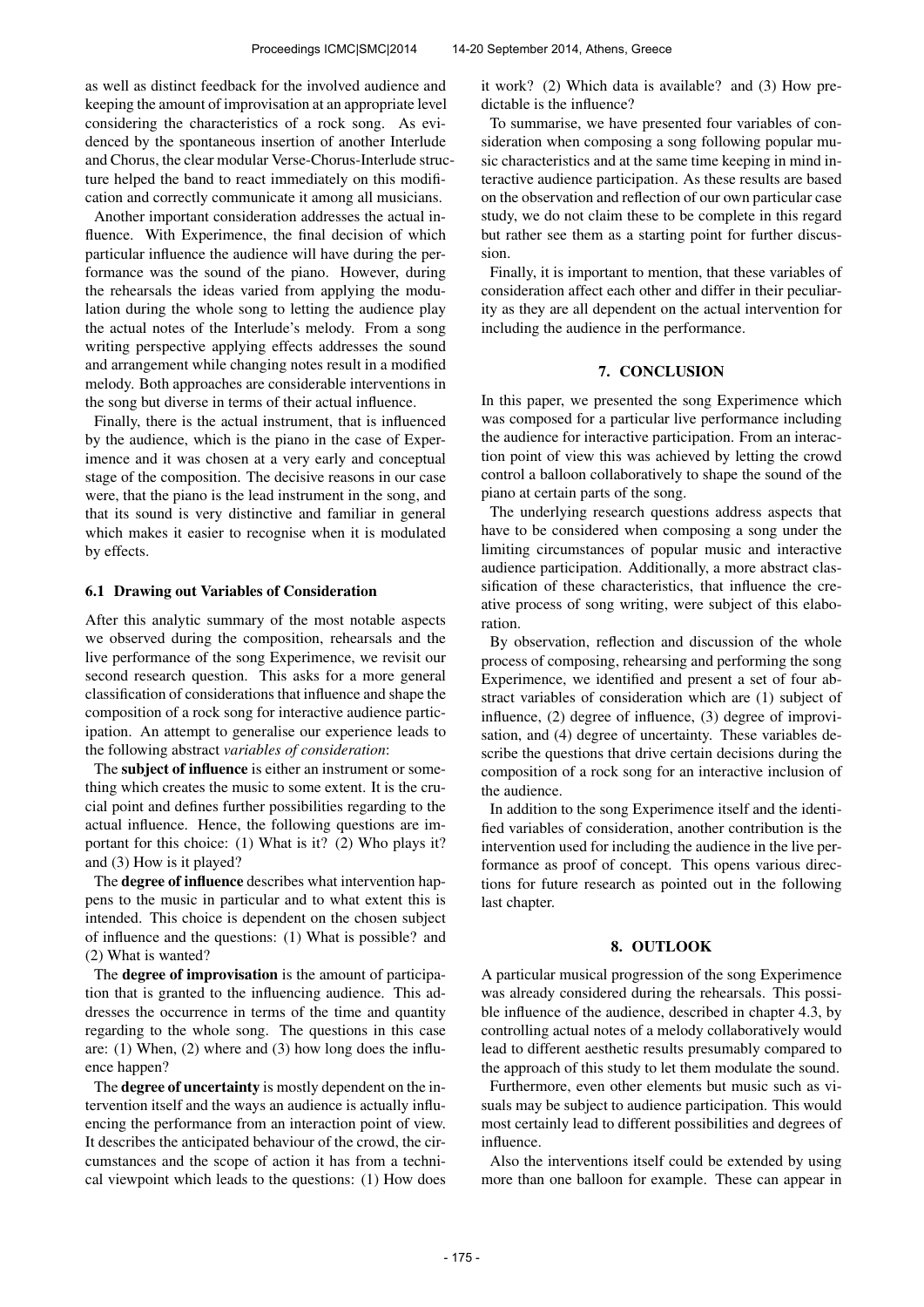as well as distinct feedback for the involved audience and keeping the amount of improvisation at an appropriate level considering the characteristics of a rock song. As evidenced by the spontaneous insertion of another Interlude and Chorus, the clear modular Verse-Chorus-Interlude structure helped the band to react immediately on this modification and correctly communicate it among all musicians.

Another important consideration addresses the actual influence. With Experimence, the final decision of which particular influence the audience will have during the performance was the sound of the piano. However, during the rehearsals the ideas varied from applying the modulation during the whole song to letting the audience play the actual notes of the Interlude's melody. From a song writing perspective applying effects addresses the sound and arrangement while changing notes result in a modified melody. Both approaches are considerable interventions in the song but diverse in terms of their actual influence.

Finally, there is the actual instrument, that is influenced by the audience, which is the piano in the case of Experimence and it was chosen at a very early and conceptual stage of the composition. The decisive reasons in our case were, that the piano is the lead instrument in the song, and that its sound is very distinctive and familiar in general which makes it easier to recognise when it is modulated by effects.

### 6.1 Drawing out Variables of Consideration

After this analytic summary of the most notable aspects we observed during the composition, rehearsals and the live performance of the song Experimence, we revisit our second research question. This asks for a more general classification of considerations that influence and shape the composition of a rock song for interactive audience participation. An attempt to generalise our experience leads to the following abstract *variables of consideration*:

The **subject of influence** is either an instrument or something which creates the music to some extent. It is the crucial point and defines further possibilities regarding to the actual influence. Hence, the following questions are important for this choice: (1) What is it? (2) Who plays it? and (3) How is it played?

The **degree of influence** describes what intervention happens to the music in particular and to what extent this is intended. This choice is dependent on the chosen subject of influence and the questions: (1) What is possible? and (2) What is wanted?

The **degree of improvisation** is the amount of participation that is granted to the influencing audience. This addresses the occurrence in terms of the time and quantity regarding to the whole song. The questions in this case are: (1) When, (2) where and (3) how long does the influence happen?

The **degree of uncertainty** is mostly dependent on the intervention itself and the ways an audience is actually influencing the performance from an interaction point of view. It describes the anticipated behaviour of the crowd, the circumstances and the scope of action it has from a technical viewpoint which leads to the questions: (1) How does it work? (2) Which data is available? and (3) How predictable is the influence?

To summarise, we have presented four variables of consideration when composing a song following popular music characteristics and at the same time keeping in mind interactive audience participation. As these results are based on the observation and reflection of our own particular case study, we do not claim these to be complete in this regard but rather see them as a starting point for further discussion.

Finally, it is important to mention, that these variables of consideration affect each other and differ in their peculiarity as they are all dependent on the actual intervention for including the audience in the performance.

## 7. CONCLUSION

In this paper, we presented the song Experimence which was composed for a particular live performance including the audience for interactive participation. From an interaction point of view this was achieved by letting the crowd control a balloon collaboratively to shape the sound of the piano at certain parts of the song.

The underlying research questions address aspects that have to be considered when composing a song under the limiting circumstances of popular music and interactive audience participation. Additionally, a more abstract classification of these characteristics, that influence the creative process of song writing, were subject of this elaboration.

By observation, reflection and discussion of the whole process of composing, rehearsing and performing the song Experimence, we identified and present a set of four abstract variables of consideration which are (1) subject of influence, (2) degree of influence, (3) degree of improvisation, and (4) degree of uncertainty. These variables describe the questions that drive certain decisions during the composition of a rock song for an interactive inclusion of the audience.

In addition to the song Experimence itself and the identified variables of consideration, another contribution is the intervention used for including the audience in the live performance as proof of concept. This opens various directions for future research as pointed out in the following last chapter.

## 8. OUTLOOK

A particular musical progression of the song Experimence was already considered during the rehearsals. This possible influence of the audience, described in chapter 4.3, by controlling actual notes of a melody collaboratively would lead to different aesthetic results presumably compared to the approach of this study to let them modulate the sound.

Furthermore, even other elements but music such as visuals may be subject to audience participation. This would most certainly lead to different possibilities and degrees of influence.

Also the interventions itself could be extended by using more than one balloon for example. These can appear in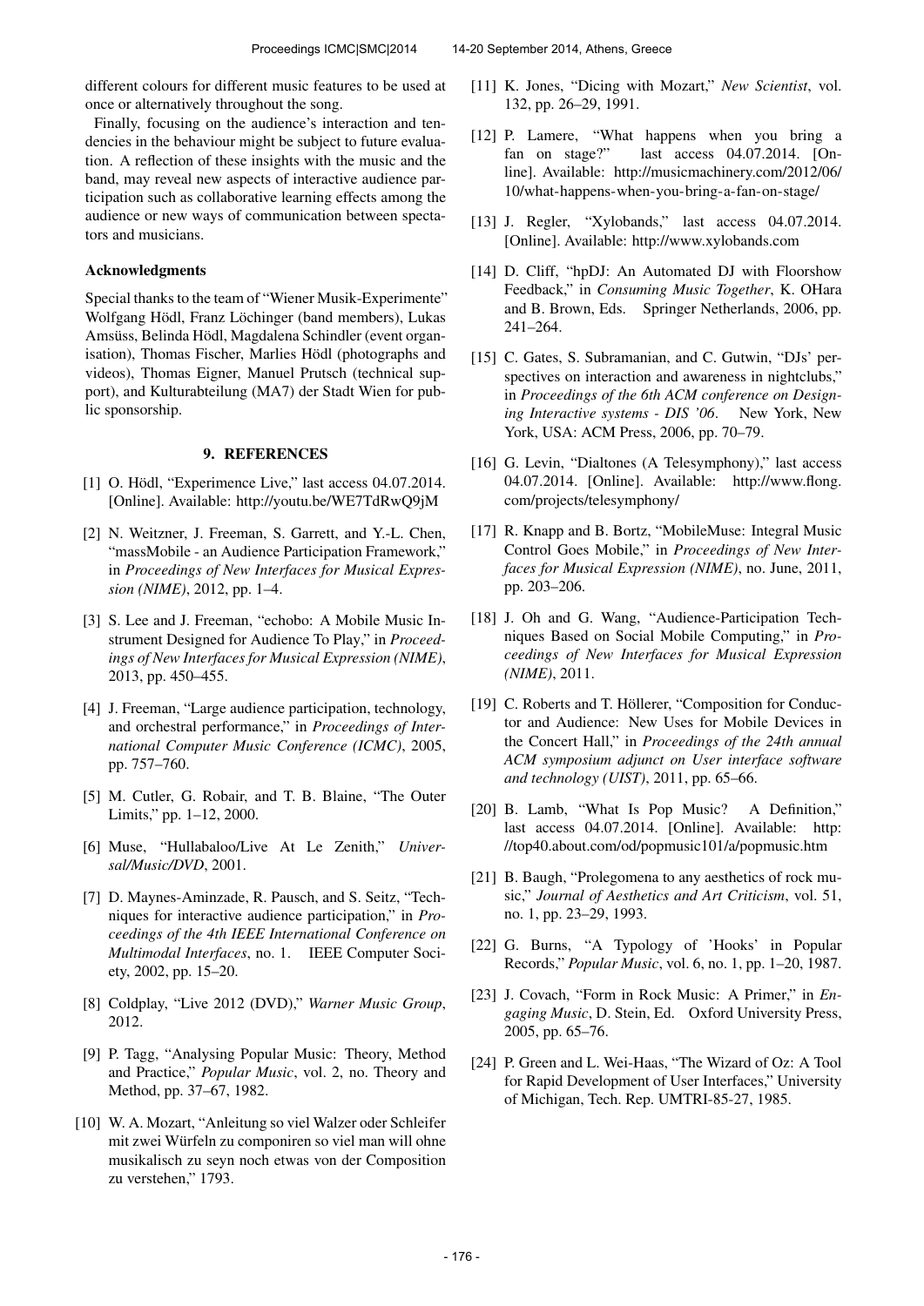different colours for different music features to be used at once or alternatively throughout the song.

Finally, focusing on the audience's interaction and tendencies in the behaviour might be subject to future evaluation. A reflection of these insights with the music and the band, may reveal new aspects of interactive audience participation such as collaborative learning effects among the audience or new ways of communication between spectators and musicians.

### Acknowledgments

Special thanks to the team of "Wiener Musik-Experimente" Wolfgang Hödl, Franz Löchinger (band members), Lukas Amsüss, Belinda Hödl, Magdalena Schindler (event organisation), Thomas Fischer, Marlies Hödl (photographs and videos), Thomas Eigner, Manuel Prutsch (technical support), and Kulturabteilung (MA7) der Stadt Wien for public sponsorship.

## 9. REFERENCES

[1] O. Hödl, "Experimence Live," last access 04.07.2014. [Online]. Available: http://youtu.be/WE7TdRwQ9jM

[2] N. Weitzner, J. Freeman, S. Garrett, and Y.-L. Chen, "massMobile - an Audience Participation Framework," in *Proceedings of New Interfaces for Musical Expression (NIME)*, 2012, pp. 1–4.

[3] S. Lee and J. Freeman, "echobo: A Mobile Music Instrument Designed for Audience To Play," in *Proceedings of New Interfaces for Musical Expression (NIME)*, 2013, pp. 450–455.

[4] J. Freeman, "Large audience participation, technology, and orchestral performance," in *Proceedings of International Computer Music Conference (ICMC)*, 2005, pp. 757–760.

[5] M. Cutler, G. Robair, and T. B. Blaine, "The Outer Limits," pp. 1–12, 2000.

[6] Muse, "Hullabaloo/Live At Le Zenith," *Universal/Music/DVD*, 2001.

[7] D. Maynes-Aminzade, R. Pausch, and S. Seitz, "Techniques for interactive audience participation," in *Proceedings of the 4th IEEE International Conference on Multimodal Interfaces*, no. 1. IEEE Computer Society, 2002, pp. 15–20.

[8] Coldplay, "Live 2012 (DVD)," *Warner Music Group*, 2012.

[9] P. Tagg, "Analysing Popular Music: Theory, Method and Practice," *Popular Music*, vol. 2, no. Theory and Method, pp. 37–67, 1982.

[10] W. A. Mozart, "Anleitung so viel Walzer oder Schleifer mit zwei Würfeln zu componiren so viel man will ohne musikalisch zu seyn noch etwas von der Composition zu verstehen," 1793.

[11] K. Jones, "Dicing with Mozart," *New Scientist*, vol. 132, pp. 26–29, 1991.

[12] P. Lamere, "What happens when you bring a fan on stage?" last access 04.07.2014. [Online]. Available: http://musicmachinery.com/2012/06/10/what-happens-when-you-bring-a-fan-on-stage/

[13] J. Regler, "Xylobands," last access 04.07.2014. [Online]. Available: http://www.xylobands.com

[14] D. Cliff, "hpDJ: An Automated DJ with Floorshow Feedback," in *Consuming Music Together*, K. OHara and B. Brown, Eds. Springer Netherlands, 2006, pp. 241–264.

[15] C. Gates, S. Subramanian, and C. Gutwin, "DJs' perspectives on interaction and awareness in nightclubs," in *Proceedings of the 6th ACM conference on Designing Interactive systems - DIS '06*. New York, New York, USA: ACM Press, 2006, pp. 70–79.

[16] G. Levin, "Dialtones (A Telesymphony)," last access 04.07.2014. [Online]. Available: http://www.flong.com/projects/telesymphony/

[17] R. Knapp and B. Bortz, "MobileMuse: Integral Music Control Goes Mobile," in *Proceedings of New Interfaces for Musical Expression (NIME)*, no. June, 2011, pp. 203–206.

[18] J. Oh and G. Wang, "Audience-Participation Techniques Based on Social Mobile Computing," in *Proceedings of New Interfaces for Musical Expression (NIME)*, 2011.

[19] C. Roberts and T. Höllerer, "Composition for Conductor and Audience: New Uses for Mobile Devices in the Concert Hall," in *Proceedings of the 24th annual ACM symposium adjunct on User interface software and technology (UIST)*, 2011, pp. 65–66.

[20] B. Lamb, "What Is Pop Music? A Definition," last access 04.07.2014. [Online]. Available: http://top40.about.com/od/popmusic101/a/popmusic.htm

[21] B. Baugh, "Prolegomena to any aesthetics of rock music," *Journal of Aesthetics and Art Criticism*, vol. 51, no. 1, pp. 23–29, 1993.

[22] G. Burns, "A Typology of 'Hooks' in Popular Records," *Popular Music*, vol. 6, no. 1, pp. 1–20, 1987.

[23] J. Covach, "Form in Rock Music: A Primer," in *Engaging Music*, D. Stein, Ed. Oxford University Press, 2005, pp. 65–76.

[24] P. Green and L. Wei-Haas, "The Wizard of Oz: A Tool for Rapid Development of User Interfaces," University of Michigan, Tech. Rep. UMTRI-85-27, 1985.